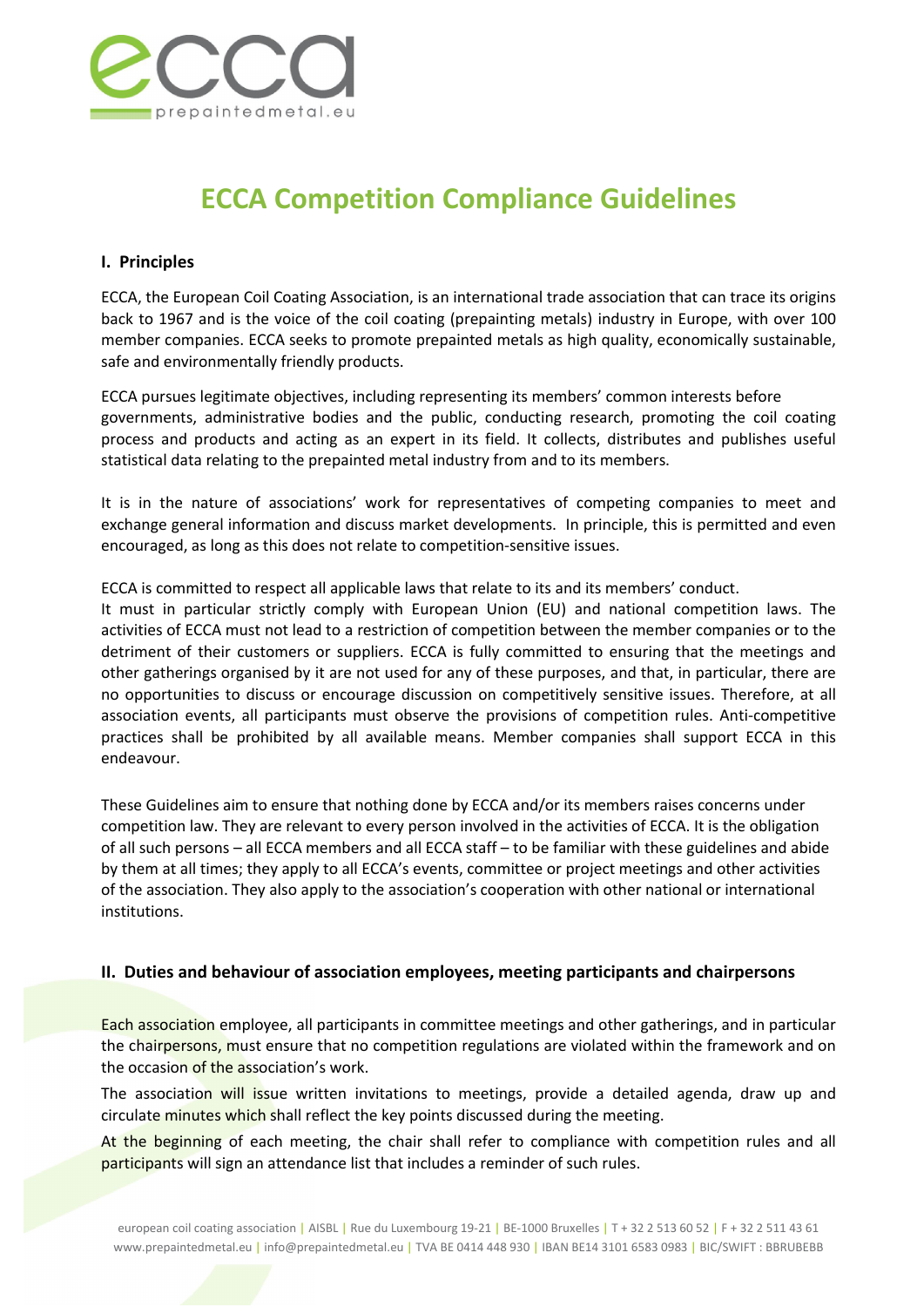# ECCA Competition Compliance Guidelines

## I. Principles

ECCA, the European Coil Coating Association, is an international trade association that can trace its origins back to 1967 and is the voice of the coil coating (prepainting metals) industry in Europe, with over 100 member companies. ECCA seeks to promote prepainted metals as high quality, economically sustainable, safe and environmentally friendly products.

ECCA pursues legitimate objectives, including representing its members' common interests before governments, administrative bodies and the public, conducting research, promoting the coil coating process and products and acting as an expert in its field. It collects, distributes and publishes useful statistical data relating to the prepainted metal industry from and to its members.

It is in the nature of associations' work for representatives of competing companies to meet and exchange general information and discuss market developments. In principle, this is permitted and even encouraged, as long as this does not relate to competition-sensitive issues.

ECCA is committed to respect all applicable laws that relate to its and its members' conduct.
It must in particular strictly comply with European Union (EU) and national competition laws. The activities of ECCA must not lead to a restriction of competition between the member companies or to the detriment of their customers or suppliers. ECCA is fully committed to ensuring that the meetings and other gatherings organised by it are not used for any of these purposes, and that, in particular, there are no opportunities to discuss or encourage discussion on competitively sensitive issues. Therefore, at all association events, all participants must observe the provisions of competition rules. Anti-competitive practices shall be prohibited by all available means. Member companies shall support ECCA in this endeavour.

These Guidelines aim to ensure that nothing done by ECCA and/or its members raises concerns under competition law. They are relevant to every person involved in the activities of ECCA. It is the obligation of all such persons – all ECCA members and all ECCA staff – to be familiar with these guidelines and abide by them at all times; they apply to all ECCA's events, committee or project meetings and other activities of the association. They also apply to the association's cooperation with other national or international institutions.

## II. Duties and behaviour of association employees, meeting participants and chairpersons

Each association employee, all participants in committee meetings and other gatherings, and in particular the chairpersons, must ensure that no competition regulations are violated within the framework and on the occasion of the association's work.

The association will issue written invitations to meetings, provide a detailed agenda, draw up and circulate minutes which shall reflect the key points discussed during the meeting.

At the beginning of each meeting, the chair shall refer to compliance with competition rules and all participants will sign an attendance list that includes a reminder of such rules.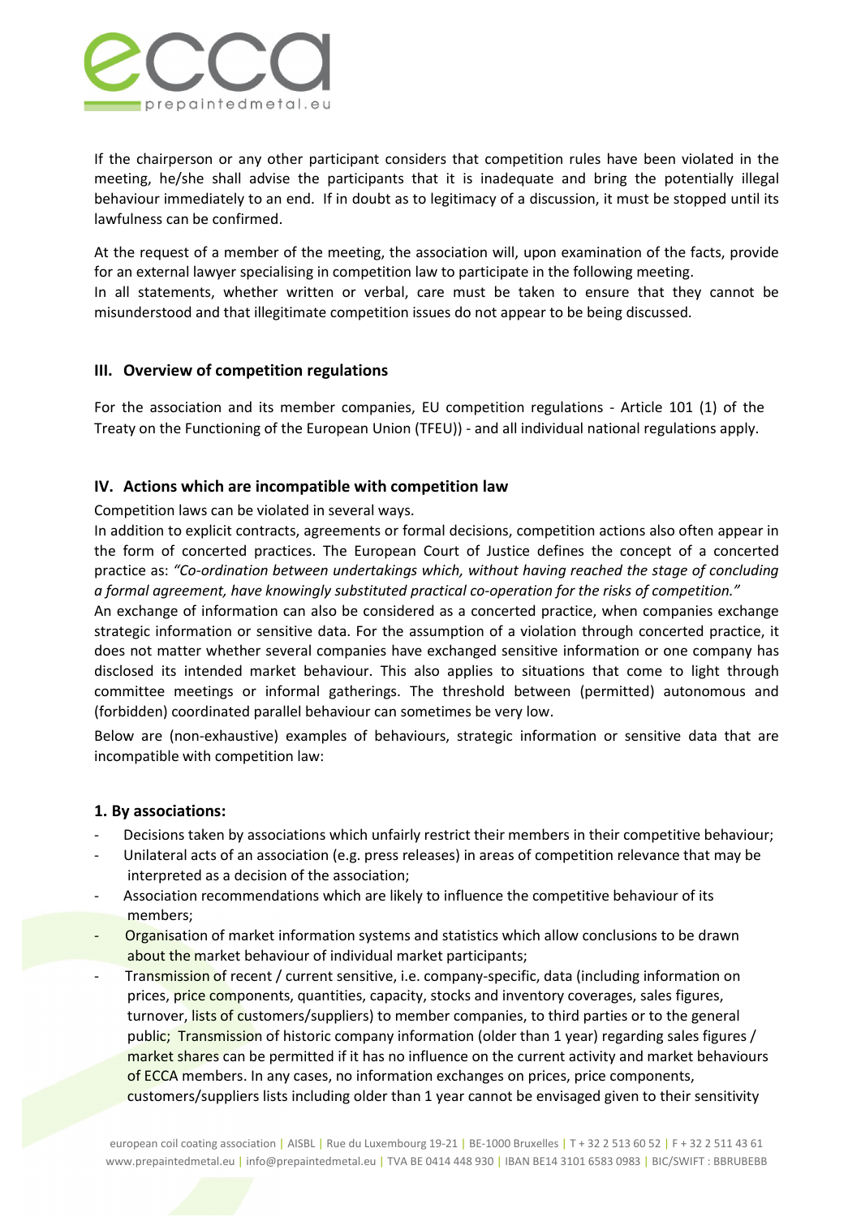If the chairperson or any other participant considers that competition rules have been violated in the meeting, he/she shall advise the participants that it is inadequate and bring the potentially illegal behaviour immediately to an end. If in doubt as to legitimacy of a discussion, it must be stopped until its lawfulness can be confirmed.

At the request of a member of the meeting, the association will, upon examination of the facts, provide for an external lawyer specialising in competition law to participate in the following meeting.
In all statements, whether written or verbal, care must be taken to ensure that they cannot be misunderstood and that illegitimate competition issues do not appear to be being discussed.

## III. Overview of competition regulations

For the association and its member companies, EU competition regulations - Article 101 (1) of the Treaty on the Functioning of the European Union (TFEU)) - and all individual national regulations apply.

## IV. Actions which are incompatible with competition law

Competition laws can be violated in several ways.
In addition to explicit contracts, agreements or formal decisions, competition actions also often appear in the form of concerted practices. The European Court of Justice defines the concept of a concerted practice as: *"Co-ordination between undertakings which, without having reached the stage of concluding a formal agreement, have knowingly substituted practical co-operation for the risks of competition."*
An exchange of information can also be considered as a concerted practice, when companies exchange strategic information or sensitive data. For the assumption of a violation through concerted practice, it does not matter whether several companies have exchanged sensitive information or one company has disclosed its intended market behaviour. This also applies to situations that come to light through committee meetings or informal gatherings. The threshold between (permitted) autonomous and (forbidden) coordinated parallel behaviour can sometimes be very low.

Below are (non-exhaustive) examples of behaviours, strategic information or sensitive data that are incompatible with competition law:

### 1. By associations:

- Decisions taken by associations which unfairly restrict their members in their competitive behaviour;
- Unilateral acts of an association (e.g. press releases) in areas of competition relevance that may be interpreted as a decision of the association;
- Association recommendations which are likely to influence the competitive behaviour of its members;
- Organisation of market information systems and statistics which allow conclusions to be drawn about the market behaviour of individual market participants;
- Transmission of recent / current sensitive, i.e. company-specific, data (including information on prices, price components, quantities, capacity, stocks and inventory coverages, sales figures, turnover, lists of customers/suppliers) to member companies, to third parties or to the general public; Transmission of historic company information (older than 1 year) regarding sales figures / market shares can be permitted if it has no influence on the current activity and market behaviours of ECCA members. In any cases, no information exchanges on prices, price components, customers/suppliers lists including older than 1 year cannot be envisaged given to their sensitivity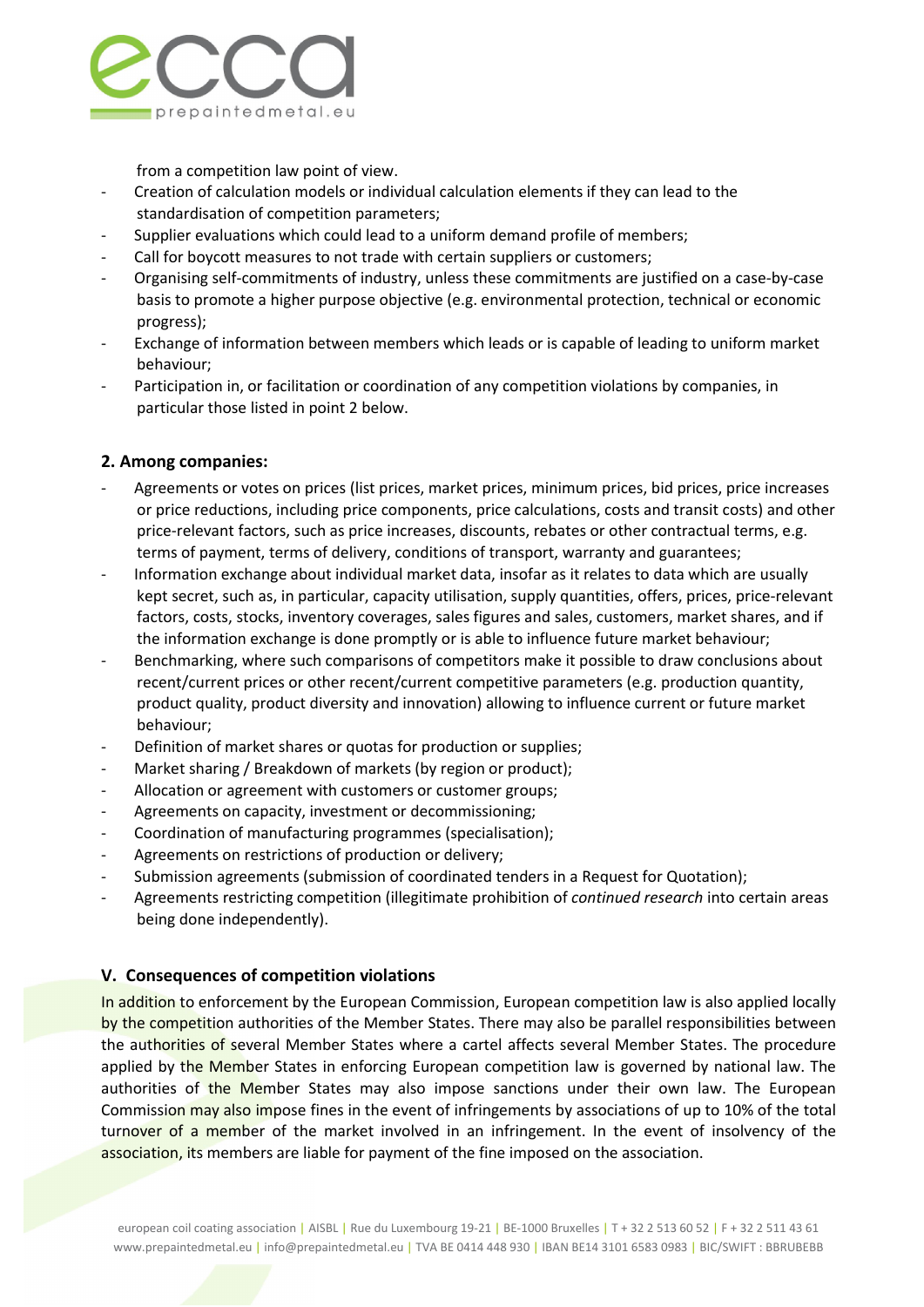from a competition law point of view.

- Creation of calculation models or individual calculation elements if they can lead to the standardisation of competition parameters;
- Supplier evaluations which could lead to a uniform demand profile of members;
- Call for boycott measures to not trade with certain suppliers or customers;
- Organising self-commitments of industry, unless these commitments are justified on a case-by-case basis to promote a higher purpose objective (e.g. environmental protection, technical or economic progress);
- Exchange of information between members which leads or is capable of leading to uniform market behaviour;
- Participation in, or facilitation or coordination of any competition violations by companies, in particular those listed in point 2 below.

### 2. Among companies:

- Agreements or votes on prices (list prices, market prices, minimum prices, bid prices, price increases or price reductions, including price components, price calculations, costs and transit costs) and other price-relevant factors, such as price increases, discounts, rebates or other contractual terms, e.g. terms of payment, terms of delivery, conditions of transport, warranty and guarantees;
- Information exchange about individual market data, insofar as it relates to data which are usually kept secret, such as, in particular, capacity utilisation, supply quantities, offers, prices, price-relevant factors, costs, stocks, inventory coverages, sales figures and sales, customers, market shares, and if the information exchange is done promptly or is able to influence future market behaviour;
- Benchmarking, where such comparisons of competitors make it possible to draw conclusions about recent/current prices or other recent/current competitive parameters (e.g. production quantity, product quality, product diversity and innovation) allowing to influence current or future market behaviour;
- Definition of market shares or quotas for production or supplies;
- Market sharing / Breakdown of markets (by region or product);
- Allocation or agreement with customers or customer groups;
- Agreements on capacity, investment or decommissioning;
- Coordination of manufacturing programmes (specialisation);
- Agreements on restrictions of production or delivery;
- Submission agreements (submission of coordinated tenders in a Request for Quotation);
- Agreements restricting competition (illegitimate prohibition of *continued research* into certain areas being done independently).

## V. Consequences of competition violations

In addition to enforcement by the European Commission, European competition law is also applied locally by the competition authorities of the Member States. There may also be parallel responsibilities between the authorities of several Member States where a cartel affects several Member States. The procedure applied by the Member States in enforcing European competition law is governed by national law. The authorities of the Member States may also impose sanctions under their own law. The European Commission may also impose fines in the event of infringements by associations of up to 10% of the total turnover of a member of the market involved in an infringement. In the event of insolvency of the association, its members are liable for payment of the fine imposed on the association.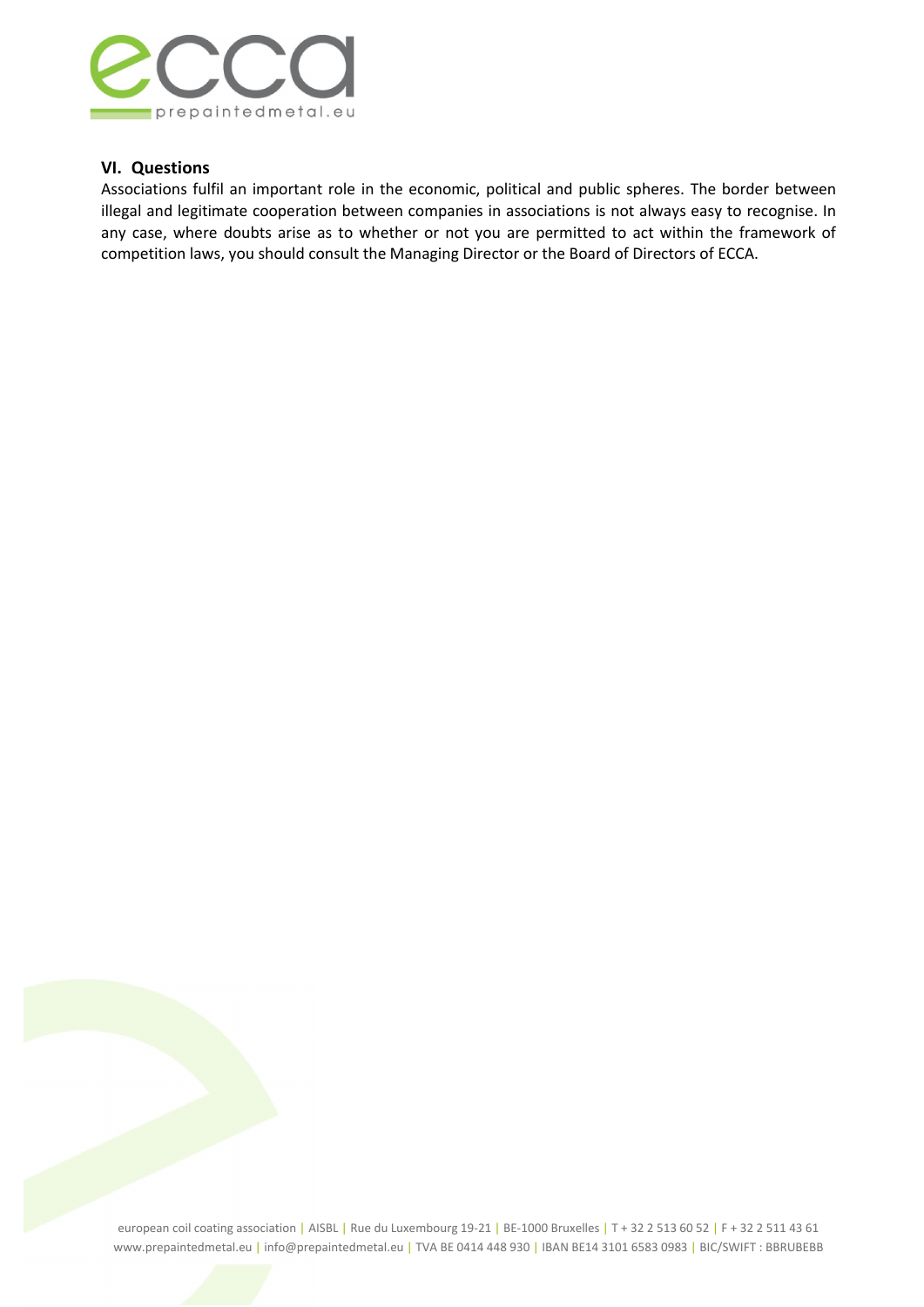## VI. Questions

Associations fulfil an important role in the economic, political and public spheres. The border between illegal and legitimate cooperation between companies in associations is not always easy to recognise. In any case, where doubts arise as to whether or not you are permitted to act within the framework of competition laws, you should consult the Managing Director or the Board of Directors of ECCA.